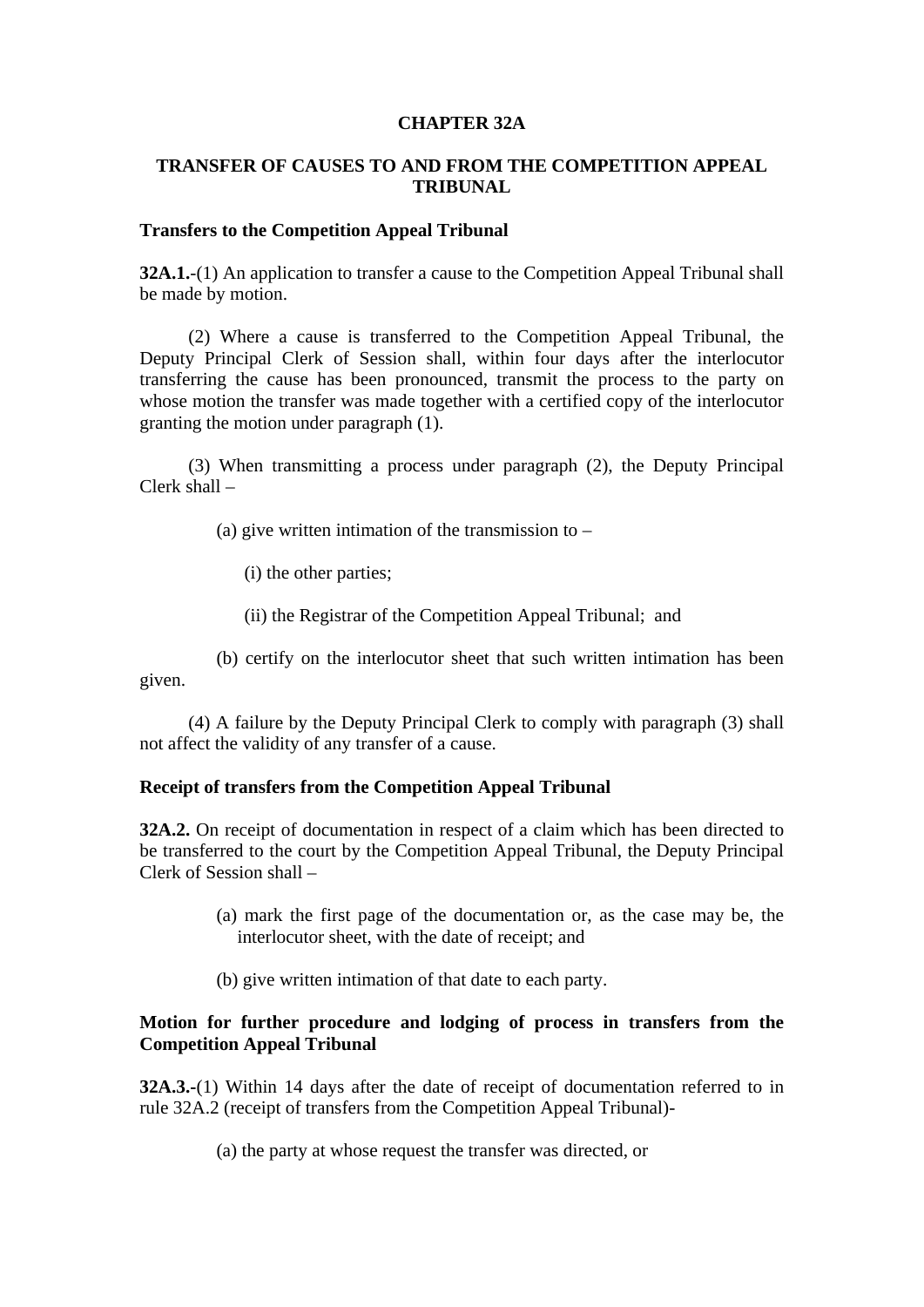# CHAPTER 32A

## TRANSFER OF CAUSES TO AND FROM THE COMPETITION APPEAL TRIBUNAL

### Transfers to the Competition Appeal Tribunal

**32A.1.**-(1) An application to transfer a cause to the Competition Appeal Tribunal shall be made by motion.

(2) Where a cause is transferred to the Competition Appeal Tribunal, the Deputy Principal Clerk of Session shall, within four days after the interlocutor transferring the cause has been pronounced, transmit the process to the party on whose motion the transfer was made together with a certified copy of the interlocutor granting the motion under paragraph (1).

(3) When transmitting a process under paragraph (2), the Deputy Principal Clerk shall –

(a) give written intimation of the transmission to –

(i) the other parties;

(ii) the Registrar of the Competition Appeal Tribunal; and

(b) certify on the interlocutor sheet that such written intimation has been given.

(4) A failure by the Deputy Principal Clerk to comply with paragraph (3) shall not affect the validity of any transfer of a cause.

### Receipt of transfers from the Competition Appeal Tribunal

**32A.2.** On receipt of documentation in respect of a claim which has been directed to be transferred to the court by the Competition Appeal Tribunal, the Deputy Principal Clerk of Session shall –

(a) mark the first page of the documentation or, as the case may be, the interlocutor sheet, with the date of receipt; and

(b) give written intimation of that date to each party.

### Motion for further procedure and lodging of process in transfers from the Competition Appeal Tribunal

**32A.3.**-(1) Within 14 days after the date of receipt of documentation referred to in rule 32A.2 (receipt of transfers from the Competition Appeal Tribunal)-

(a) the party at whose request the transfer was directed, or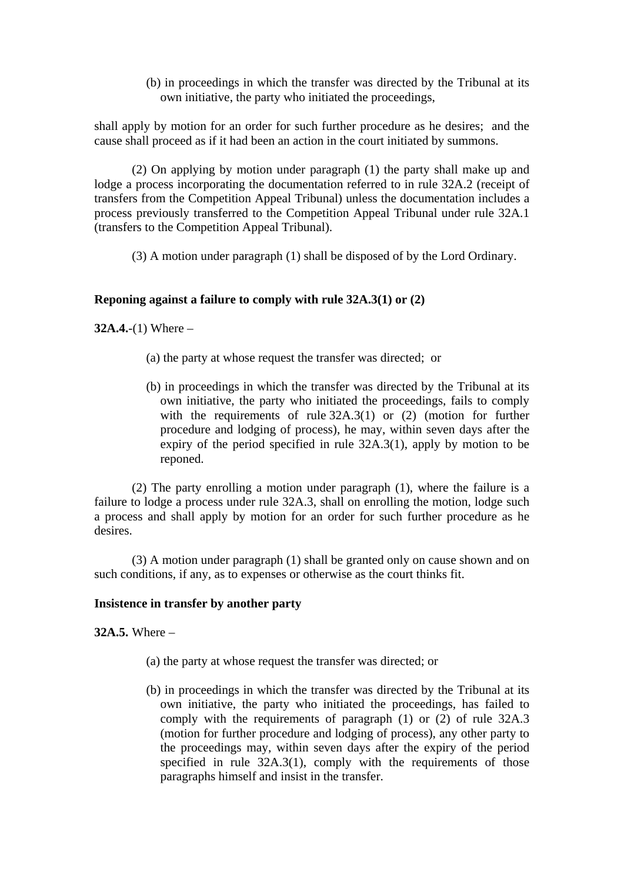(b) in proceedings in which the transfer was directed by the Tribunal at its own initiative, the party who initiated the proceedings,

shall apply by motion for an order for such further procedure as he desires; and the cause shall proceed as if it had been an action in the court initiated by summons.

(2) On applying by motion under paragraph (1) the party shall make up and lodge a process incorporating the documentation referred to in rule 32A.2 (receipt of transfers from the Competition Appeal Tribunal) unless the documentation includes a process previously transferred to the Competition Appeal Tribunal under rule 32A.1 (transfers to the Competition Appeal Tribunal).

(3) A motion under paragraph (1) shall be disposed of by the Lord Ordinary.

**Reponing against a failure to comply with rule 32A.3(1) or (2)**

**32A.4.**-(1) Where –

(a) the party at whose request the transfer was directed; or

(b) in proceedings in which the transfer was directed by the Tribunal at its own initiative, the party who initiated the proceedings, fails to comply with the requirements of rule 32A.3(1) or (2) (motion for further procedure and lodging of process), he may, within seven days after the expiry of the period specified in rule 32A.3(1), apply by motion to be reponed.

(2) The party enrolling a motion under paragraph (1), where the failure is a failure to lodge a process under rule 32A.3, shall on enrolling the motion, lodge such a process and shall apply by motion for an order for such further procedure as he desires.

(3) A motion under paragraph (1) shall be granted only on cause shown and on such conditions, if any, as to expenses or otherwise as the court thinks fit.

**Insistence in transfer by another party**

**32A.5.** Where –

(a) the party at whose request the transfer was directed; or

(b) in proceedings in which the transfer was directed by the Tribunal at its own initiative, the party who initiated the proceedings, has failed to comply with the requirements of paragraph (1) or (2) of rule 32A.3 (motion for further procedure and lodging of process), any other party to the proceedings may, within seven days after the expiry of the period specified in rule 32A.3(1), comply with the requirements of those paragraphs himself and insist in the transfer.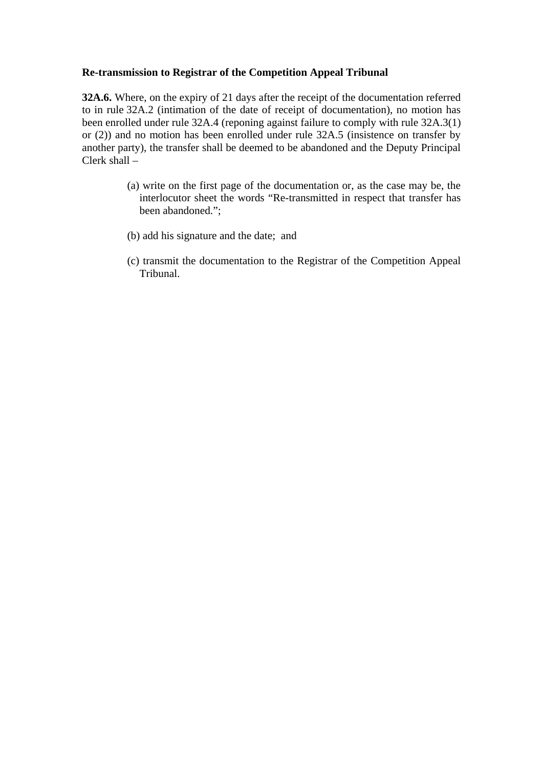**Re-transmission to Registrar of the Competition Appeal Tribunal**

**32A.6.** Where, on the expiry of 21 days after the receipt of the documentation referred to in rule 32A.2 (intimation of the date of receipt of documentation), no motion has been enrolled under rule 32A.4 (reponing against failure to comply with rule 32A.3(1) or (2)) and no motion has been enrolled under rule 32A.5 (insistence on transfer by another party), the transfer shall be deemed to be abandoned and the Deputy Principal Clerk shall –

(a) write on the first page of the documentation or, as the case may be, the interlocutor sheet the words "Re-transmitted in respect that transfer has been abandoned.";

(b) add his signature and the date; and

(c) transmit the documentation to the Registrar of the Competition Appeal Tribunal.